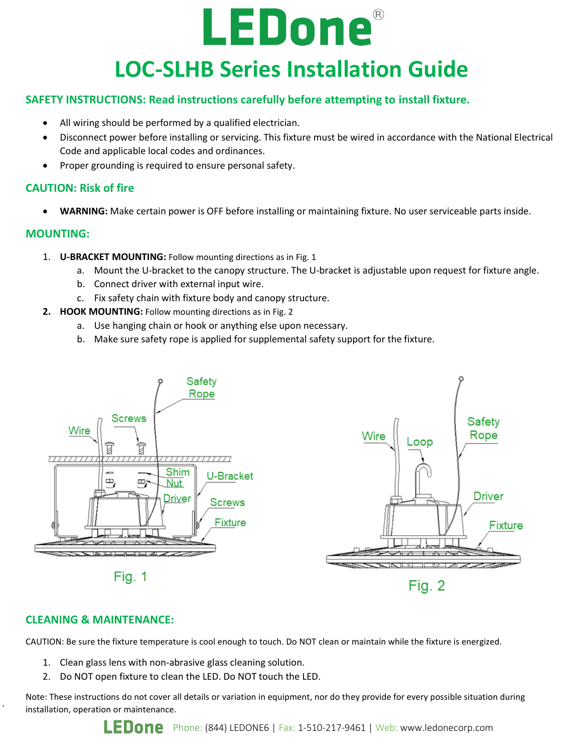# LEDone®

# LOC-SLHB Series Installation Guide

## SAFETY INSTRUCTIONS: Read instructions carefully before attempting to install fixture.

- All wiring should be performed by a qualified electrician.
- Disconnect power before installing or servicing. This fixture must be wired in accordance with the National Electrical Code and applicable local codes and ordinances.
- Proper grounding is required to ensure personal safety.

## CAUTION: Risk of fire

- **WARNING:** Make certain power is OFF before installing or maintaining fixture. No user serviceable parts inside.

## MOUNTING:

1. **U-BRACKET MOUNTING:** Follow mounting directions as in Fig. 1
   a. Mount the U-bracket to the canopy structure. The U-bracket is adjustable upon request for fixture angle.
   b. Connect driver with external input wire.
   c. Fix safety chain with fixture body and canopy structure.
2. **HOOK MOUNTING:** Follow mounting directions as in Fig. 2
   a. Use hanging chain or hook or anything else upon necessary.
   b. Make sure safety rope is applied for supplemental safety support for the fixture.

Wire, Screws, Safety Rope, Shim, Nut, U-Bracket, Driver, Screws, Fixture

Fig. 1

Wire, Loop, Safety Rope, Driver, Fixture

Fig. 2

## CLEANING & MAINTENANCE:

CAUTION: Be sure the fixture temperature is cool enough to touch. Do NOT clean or maintain while the fixture is energized.

1. Clean glass lens with non-abrasive glass cleaning solution.
2. Do NOT open fixture to clean the LED. Do NOT touch the LED.

Note: These instructions do not cover all details or variation in equipment, nor do they provide for every possible situation during installation, operation or maintenance.

LEDone Phone: (844) LEDONE6 | Fax: 1-510-217-9461 | Web: www.ledonecorp.com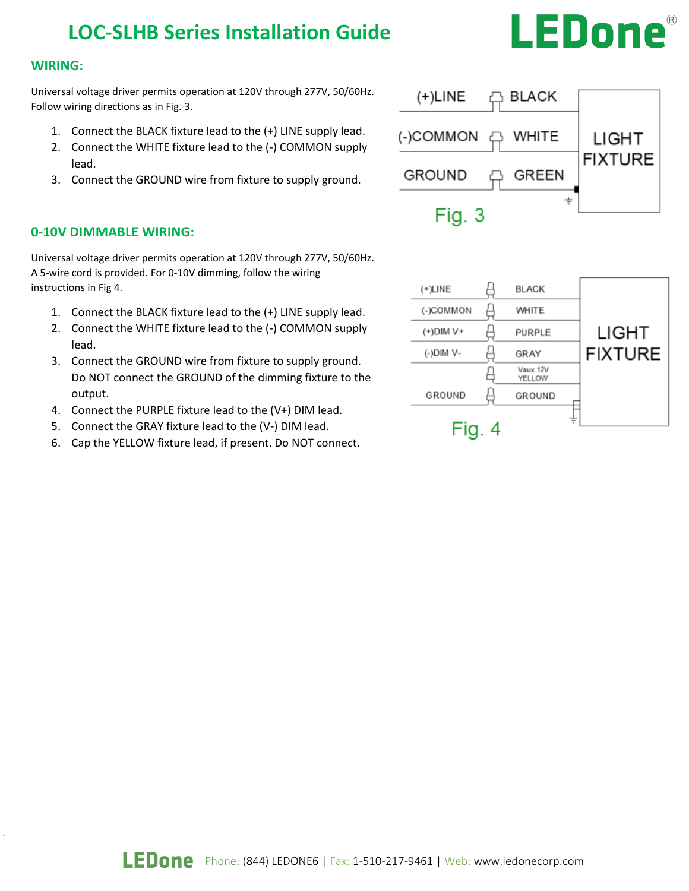# LOC-SLHB Series Installation Guide

## WIRING:

Universal voltage driver permits operation at 120V through 277V, 50/60Hz. Follow wiring directions as in Fig. 3.

1. Connect the BLACK fixture lead to the (+) LINE supply lead.
2. Connect the WHITE fixture lead to the (-) COMMON supply lead.
3. Connect the GROUND wire from fixture to supply ground.

(+)LINE
BLACK
(-)COMMON
WHITE
GROUND
GREEN
LIGHT FIXTURE

Fig. 3

## 0-10V DIMMABLE WIRING:

Universal voltage driver permits operation at 120V through 277V, 50/60Hz. A 5-wire cord is provided. For 0-10V dimming, follow the wiring instructions in Fig 4.

1. Connect the BLACK fixture lead to the (+) LINE supply lead.
2. Connect the WHITE fixture lead to the (-) COMMON supply lead.
3. Connect the GROUND wire from fixture to supply ground. Do NOT connect the GROUND of the dimming fixture to the output.
4. Connect the PURPLE fixture lead to the (V+) DIM lead.
5. Connect the GRAY fixture lead to the (V-) DIM lead.
6. Cap the YELLOW fixture lead, if present. Do NOT connect.

(+)LINE
BLACK
(-)COMMON
WHITE
(+)DIM V+
PURPLE
(-)DIM V-
GRAY
Vaux 12V YELLOW
GROUND
GROUND
LIGHT FIXTURE

Fig. 4